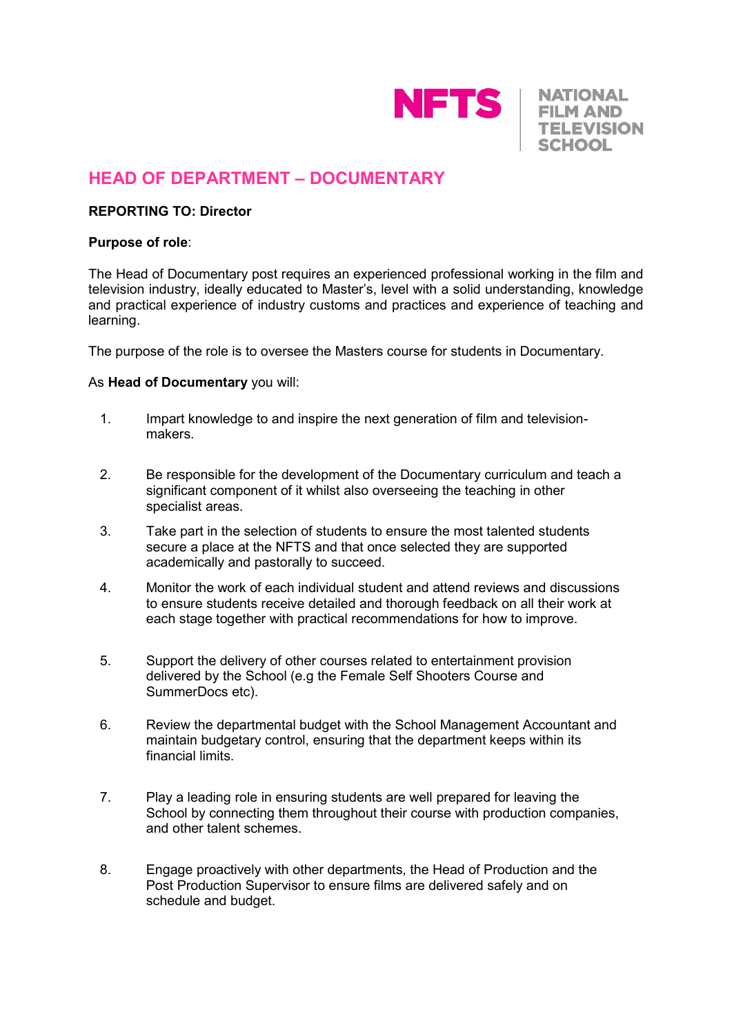NFTS | NATIONAL FILM AND TELEVISION SCHOOL

# HEAD OF DEPARTMENT – DOCUMENTARY

**REPORTING TO: Director**

**Purpose of role**:

The Head of Documentary post requires an experienced professional working in the film and television industry, ideally educated to Master's, level with a solid understanding, knowledge and practical experience of industry customs and practices and experience of teaching and learning.

The purpose of the role is to oversee the Masters course for students in Documentary.

As **Head of Documentary** you will:

1. Impart knowledge to and inspire the next generation of film and television-makers.
2. Be responsible for the development of the Documentary curriculum and teach a significant component of it whilst also overseeing the teaching in other specialist areas.
3. Take part in the selection of students to ensure the most talented students secure a place at the NFTS and that once selected they are supported academically and pastorally to succeed.
4. Monitor the work of each individual student and attend reviews and discussions to ensure students receive detailed and thorough feedback on all their work at each stage together with practical recommendations for how to improve.
5. Support the delivery of other courses related to entertainment provision delivered by the School (e.g the Female Self Shooters Course and SummerDocs etc).
6. Review the departmental budget with the School Management Accountant and maintain budgetary control, ensuring that the department keeps within its financial limits.
7. Play a leading role in ensuring students are well prepared for leaving the School by connecting them throughout their course with production companies, and other talent schemes.
8. Engage proactively with other departments, the Head of Production and the Post Production Supervisor to ensure films are delivered safely and on schedule and budget.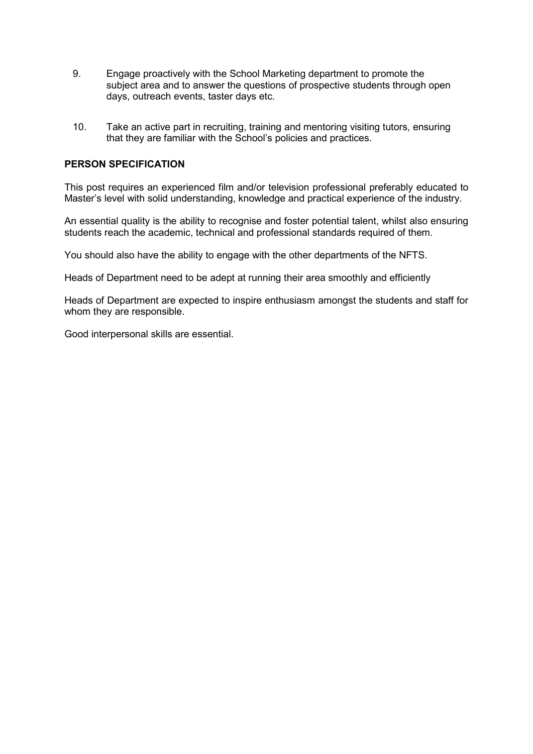9. Engage proactively with the School Marketing department to promote the subject area and to answer the questions of prospective students through open days, outreach events, taster days etc.

10. Take an active part in recruiting, training and mentoring visiting tutors, ensuring that they are familiar with the School's policies and practices.

**PERSON SPECIFICATION**

This post requires an experienced film and/or television professional preferably educated to Master's level with solid understanding, knowledge and practical experience of the industry.

An essential quality is the ability to recognise and foster potential talent, whilst also ensuring students reach the academic, technical and professional standards required of them.

You should also have the ability to engage with the other departments of the NFTS.

Heads of Department need to be adept at running their area smoothly and efficiently

Heads of Department are expected to inspire enthusiasm amongst the students and staff for whom they are responsible.

Good interpersonal skills are essential.